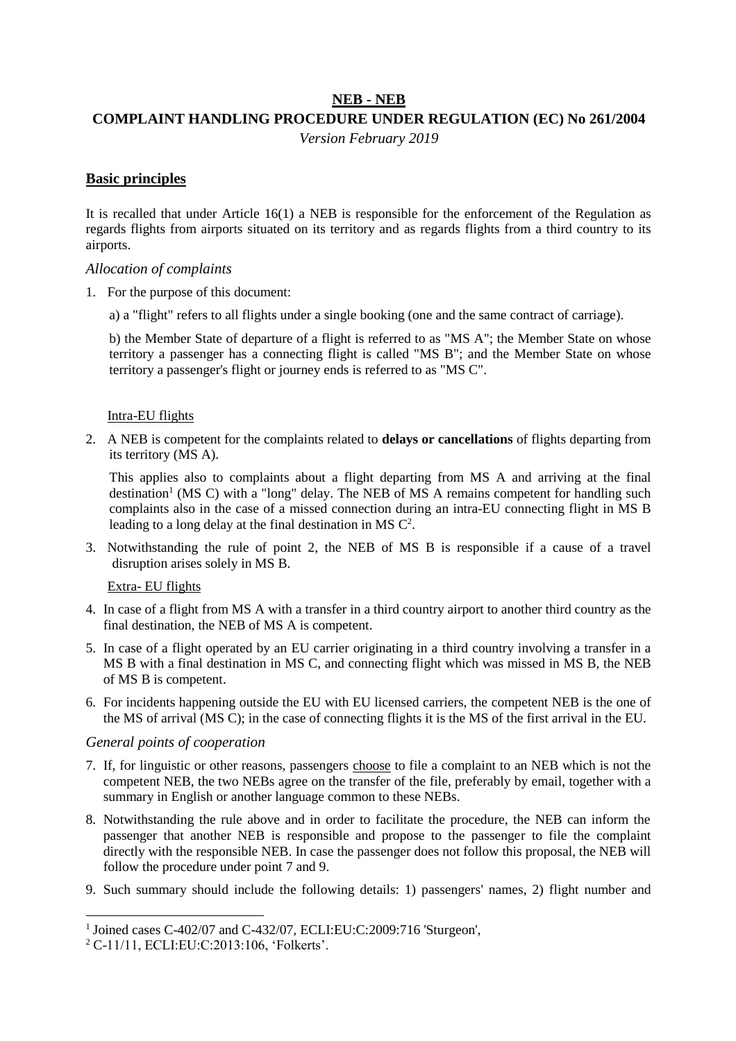# NEB - NEB

## COMPLAINT HANDLING PROCEDURE UNDER REGULATION (EC) No 261/2004

*Version February 2019*

## Basic principles

It is recalled that under Article 16(1) a NEB is responsible for the enforcement of the Regulation as regards flights from airports situated on its territory and as regards flights from a third country to its airports.

### *Allocation of complaints*

1. For the purpose of this document:

   a) a "flight" refers to all flights under a single booking (one and the same contract of carriage).

   b) the Member State of departure of a flight is referred to as "MS A"; the Member State on whose territory a passenger has a connecting flight is called "MS B"; and the Member State on whose territory a passenger's flight or journey ends is referred to as "MS C".

Intra-EU flights

2. A NEB is competent for the complaints related to **delays or cancellations** of flights departing from its territory (MS A).

   This applies also to complaints about a flight departing from MS A and arriving at the final destination[1] (MS C) with a "long" delay. The NEB of MS A remains competent for handling such complaints also in the case of a missed connection during an intra-EU connecting flight in MS B leading to a long delay at the final destination in MS C[2].

3. Notwithstanding the rule of point 2, the NEB of MS B is responsible if a cause of a travel disruption arises solely in MS B.

Extra- EU flights

4. In case of a flight from MS A with a transfer in a third country airport to another third country as the final destination, the NEB of MS A is competent.
5. In case of a flight operated by an EU carrier originating in a third country involving a transfer in a MS B with a final destination in MS C, and connecting flight which was missed in MS B, the NEB of MS B is competent.
6. For incidents happening outside the EU with EU licensed carriers, the competent NEB is the one of the MS of arrival (MS C); in the case of connecting flights it is the MS of the first arrival in the EU.

### *General points of cooperation*

7. If, for linguistic or other reasons, passengers choose to file a complaint to an NEB which is not the competent NEB, the two NEBs agree on the transfer of the file, preferably by email, together with a summary in English or another language common to these NEBs.
8. Notwithstanding the rule above and in order to facilitate the procedure, the NEB can inform the passenger that another NEB is responsible and propose to the passenger to file the complaint directly with the responsible NEB. In case the passenger does not follow this proposal, the NEB will follow the procedure under point 7 and 9.
9. Such summary should include the following details: 1) passengers' names, 2) flight number and

[1] Joined cases C-402/07 and C-432/07, ECLI:EU:C:2009:716 'Sturgeon',

[2] C-11/11, ECLI:EU:C:2013:106, 'Folkerts'.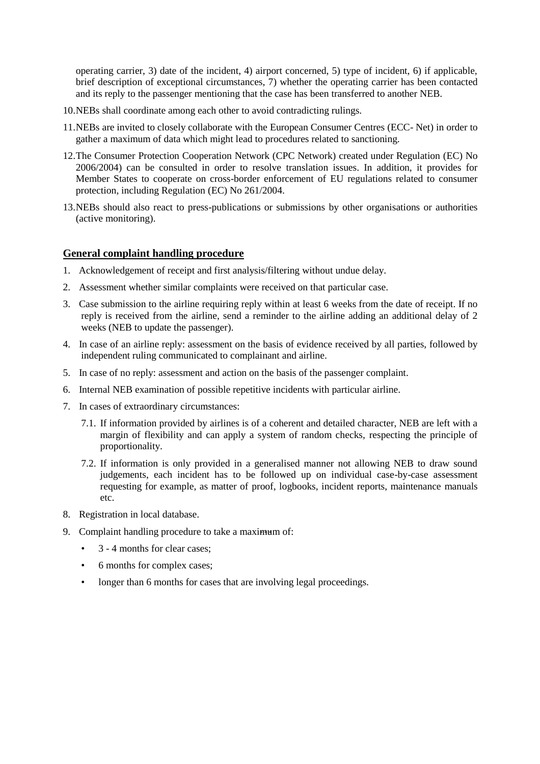operating carrier, 3) date of the incident, 4) airport concerned, 5) type of incident, 6) if applicable, brief description of exceptional circumstances, 7) whether the operating carrier has been contacted and its reply to the passenger mentioning that the case has been transferred to another NEB.

10. NEBs shall coordinate among each other to avoid contradicting rulings.

11. NEBs are invited to closely collaborate with the European Consumer Centres (ECC- Net) in order to gather a maximum of data which might lead to procedures related to sanctioning.

12. The Consumer Protection Cooperation Network (CPC Network) created under Regulation (EC) No 2006/2004) can be consulted in order to resolve translation issues. In addition, it provides for Member States to cooperate on cross-border enforcement of EU regulations related to consumer protection, including Regulation (EC) No 261/2004.

13. NEBs should also react to press-publications or submissions by other organisations or authorities (active monitoring).

## General complaint handling procedure

1. Acknowledgement of receipt and first analysis/filtering without undue delay.
2. Assessment whether similar complaints were received on that particular case.
3. Case submission to the airline requiring reply within at least 6 weeks from the date of receipt. If no reply is received from the airline, send a reminder to the airline adding an additional delay of 2 weeks (NEB to update the passenger).
4. In case of an airline reply: assessment on the basis of evidence received by all parties, followed by independent ruling communicated to complainant and airline.
5. In case of no reply: assessment and action on the basis of the passenger complaint.
6. Internal NEB examination of possible repetitive incidents with particular airline.
7. In cases of extraordinary circumstances:
   7.1. If information provided by airlines is of a coherent and detailed character, NEB are left with a margin of flexibility and can apply a system of random checks, respecting the principle of proportionality.
   7.2. If information is only provided in a generalised manner not allowing NEB to draw sound judgements, each incident has to be followed up on individual case-by-case assessment requesting for example, as matter of proof, logbooks, incident reports, maintenance manuals etc.
8. Registration in local database.
9. Complaint handling procedure to take a maximum of:
   - 3 - 4 months for clear cases;
   - 6 months for complex cases;
   - longer than 6 months for cases that are involving legal proceedings.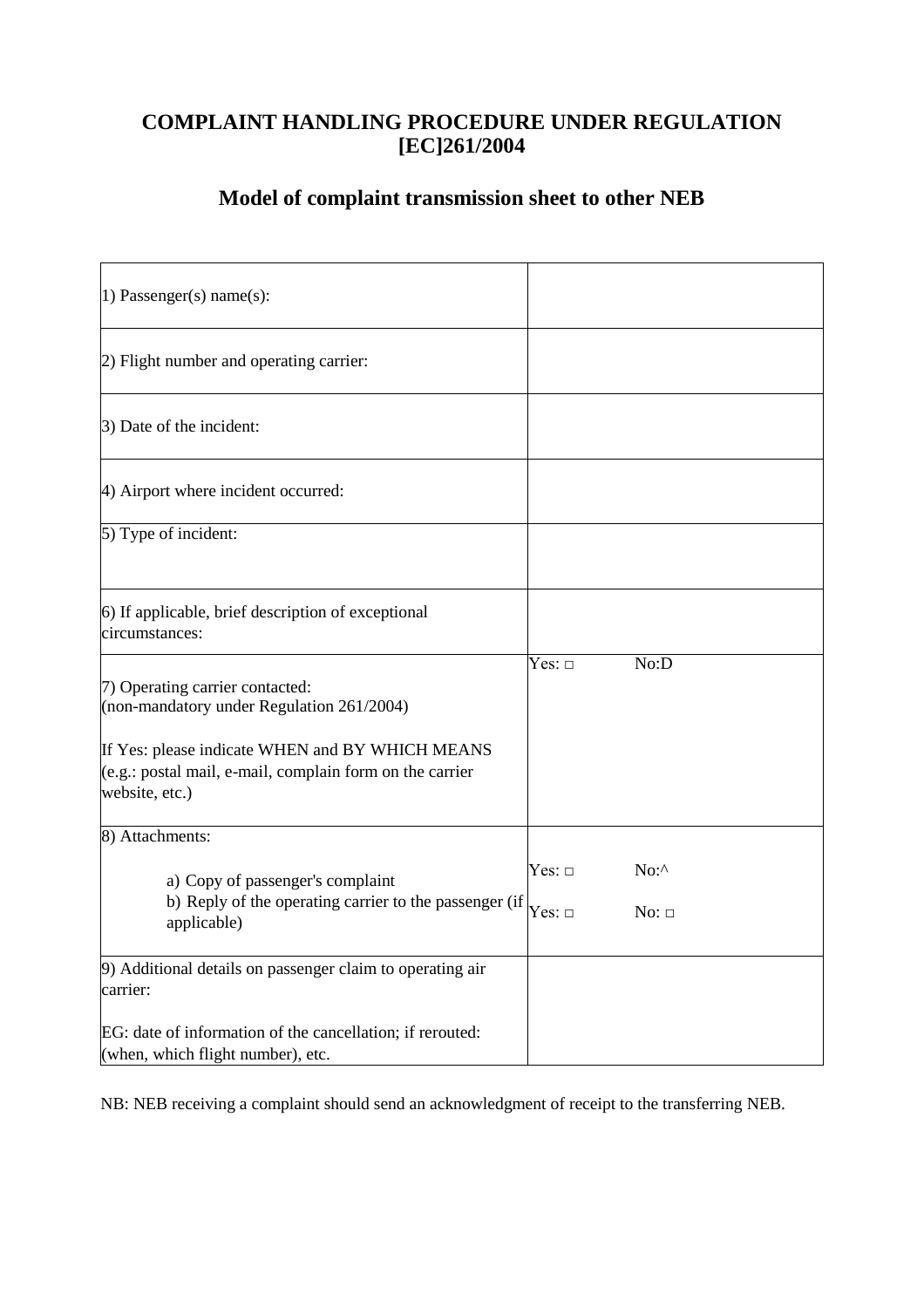## COMPLAINT HANDLING PROCEDURE UNDER REGULATION [EC]261/2004

## Model of complaint transmission sheet to other NEB

| | | |
|---|---|---|
| 1) Passenger(s) name(s): | | |
| 2) Flight number and operating carrier: | | |
| 3) Date of the incident: | | |
| 4) Airport where incident occurred: | | |
| 5) Type of incident: | | |
| 6) If applicable, brief description of exceptional circumstances: | | |
| 7) Operating carrier contacted:<br>(non-mandatory under Regulation 261/2004)<br><br>If Yes: please indicate WHEN and BY WHICH MEANS<br>(e.g.: postal mail, e-mail, complain form on the carrier website, etc.) | Yes: □ | No:D |
| 8) Attachments:<br><br>a) Copy of passenger's complaint<br>b) Reply of the operating carrier to the passenger (if applicable) | <br><br>Yes: □<br>Yes: □ | <br><br>No:^<br>No: □ |
| 9) Additional details on passenger claim to operating air carrier:<br><br>EG: date of information of the cancellation; if rerouted: (when, which flight number), etc. | | |

NB: NEB receiving a complaint should send an acknowledgment of receipt to the transferring NEB.